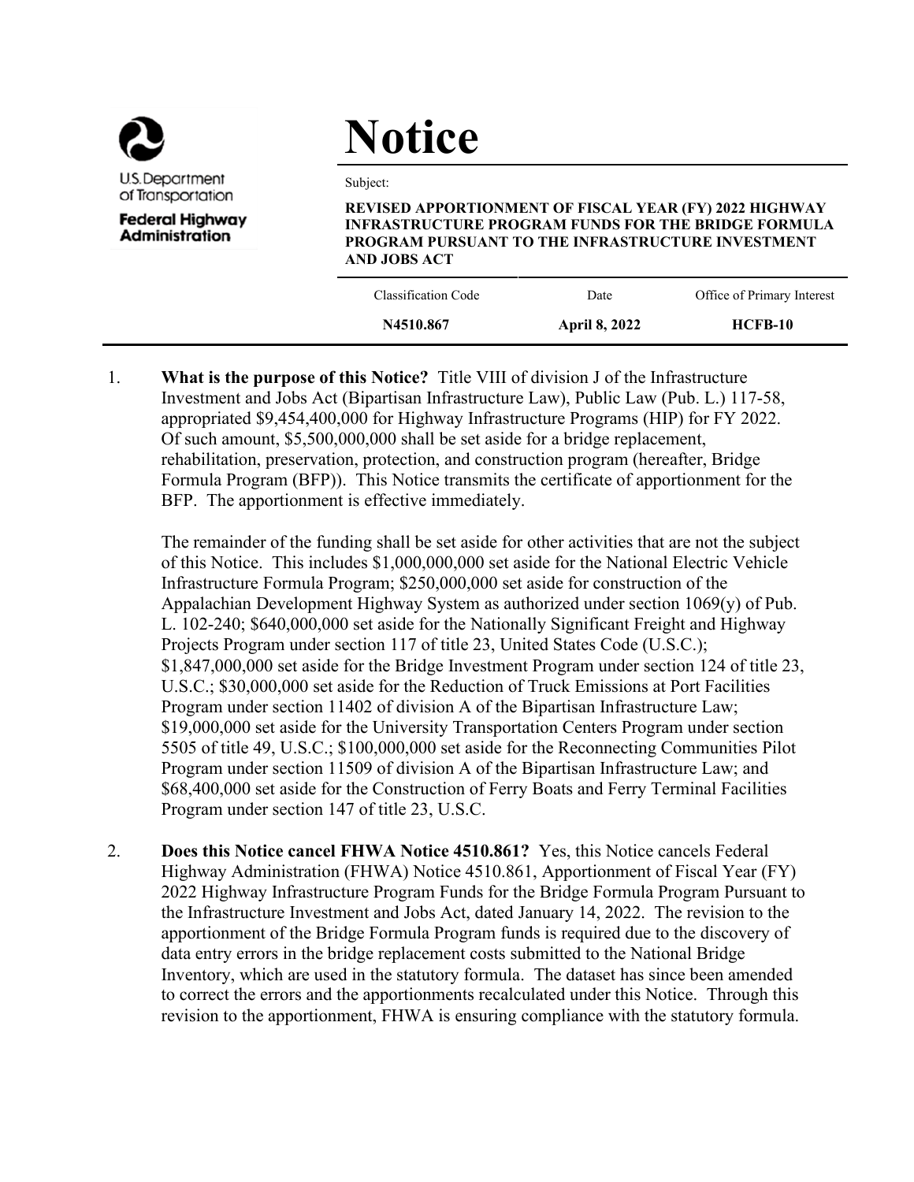U.S. Department of Transportation

**Federal Highway Administration**

# Notice

Subject:

**REVISED APPORTIONMENT OF FISCAL YEAR (FY) 2022 HIGHWAY INFRASTRUCTURE PROGRAM FUNDS FOR THE BRIDGE FORMULA PROGRAM PURSUANT TO THE INFRASTRUCTURE INVESTMENT AND JOBS ACT**

| Classification Code | Date | Office of Primary Interest |
| --- | --- | --- |
| **N4510.867** | **April 8, 2022** | **HCFB-10** |

1. **What is the purpose of this Notice?** Title VIII of division J of the Infrastructure Investment and Jobs Act (Bipartisan Infrastructure Law), Public Law (Pub. L.) 117-58, appropriated $9,454,400,000 for Highway Infrastructure Programs (HIP) for FY 2022. Of such amount, $5,500,000,000 shall be set aside for a bridge replacement, rehabilitation, preservation, protection, and construction program (hereafter, Bridge Formula Program (BFP)). This Notice transmits the certificate of apportionment for the BFP. The apportionment is effective immediately.

   The remainder of the funding shall be set aside for other activities that are not the subject of this Notice. This includes $1,000,000,000 set aside for the National Electric Vehicle Infrastructure Formula Program; $250,000,000 set aside for construction of the Appalachian Development Highway System as authorized under section 1069(y) of Pub. L. 102-240; $640,000,000 set aside for the Nationally Significant Freight and Highway Projects Program under section 117 of title 23, United States Code (U.S.C.); $1,847,000,000 set aside for the Bridge Investment Program under section 124 of title 23, U.S.C.; $30,000,000 set aside for the Reduction of Truck Emissions at Port Facilities Program under section 11402 of division A of the Bipartisan Infrastructure Law; $19,000,000 set aside for the University Transportation Centers Program under section 5505 of title 49, U.S.C.; $100,000,000 set aside for the Reconnecting Communities Pilot Program under section 11509 of division A of the Bipartisan Infrastructure Law; and $68,400,000 set aside for the Construction of Ferry Boats and Ferry Terminal Facilities Program under section 147 of title 23, U.S.C.

2. **Does this Notice cancel FHWA Notice 4510.861?** Yes, this Notice cancels Federal Highway Administration (FHWA) Notice 4510.861, Apportionment of Fiscal Year (FY) 2022 Highway Infrastructure Program Funds for the Bridge Formula Program Pursuant to the Infrastructure Investment and Jobs Act, dated January 14, 2022. The revision to the apportionment of the Bridge Formula Program funds is required due to the discovery of data entry errors in the bridge replacement costs submitted to the National Bridge Inventory, which are used in the statutory formula. The dataset has since been amended to correct the errors and the apportionments recalculated under this Notice. Through this revision to the apportionment, FHWA is ensuring compliance with the statutory formula.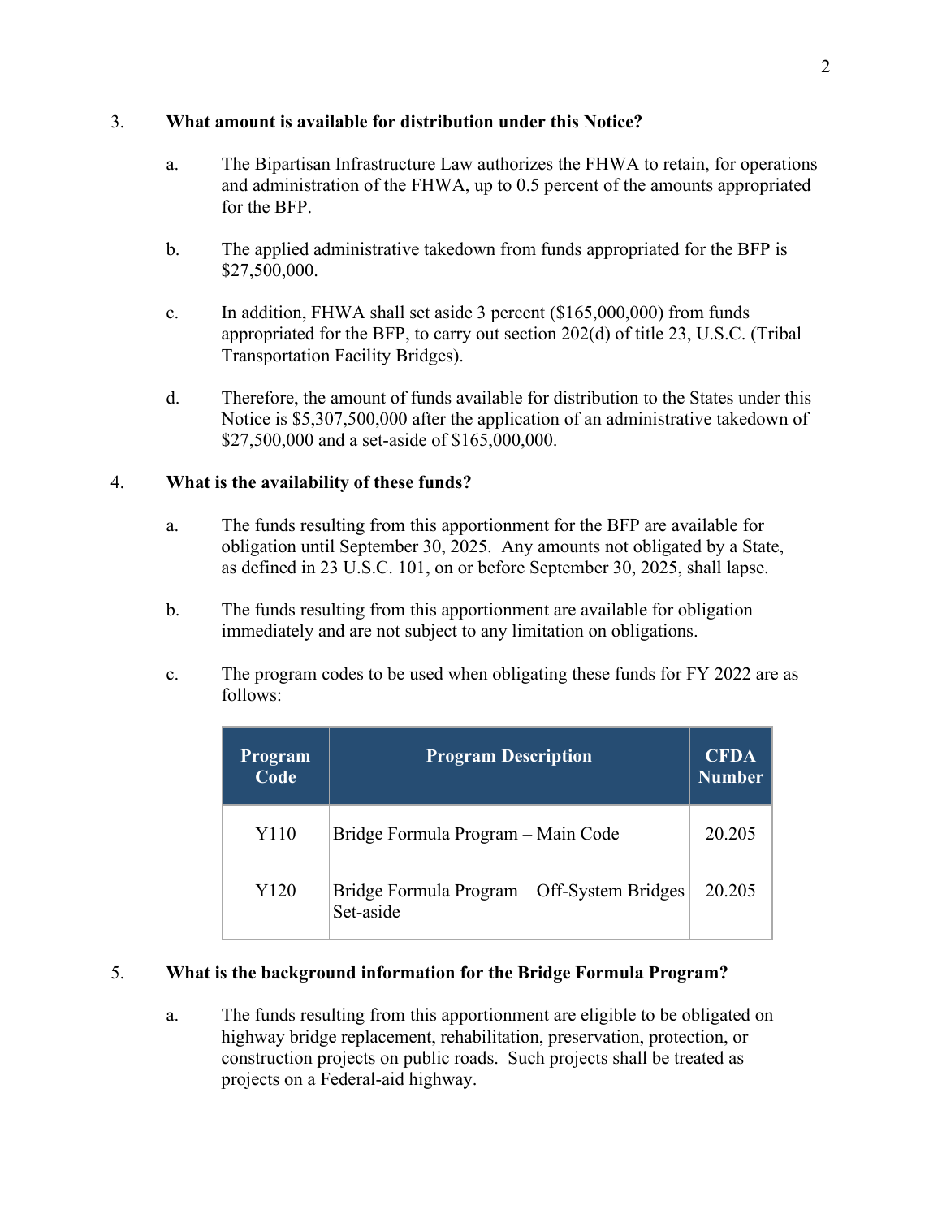3. **What amount is available for distribution under this Notice?**

   a. The Bipartisan Infrastructure Law authorizes the FHWA to retain, for operations and administration of the FHWA, up to 0.5 percent of the amounts appropriated for the BFP.

   b. The applied administrative takedown from funds appropriated for the BFP is $27,500,000.

   c. In addition, FHWA shall set aside 3 percent ($165,000,000) from funds appropriated for the BFP, to carry out section 202(d) of title 23, U.S.C. (Tribal Transportation Facility Bridges).

   d. Therefore, the amount of funds available for distribution to the States under this Notice is $5,307,500,000 after the application of an administrative takedown of $27,500,000 and a set-aside of $165,000,000.

4. **What is the availability of these funds?**

   a. The funds resulting from this apportionment for the BFP are available for obligation until September 30, 2025. Any amounts not obligated by a State, as defined in 23 U.S.C. 101, on or before September 30, 2025, shall lapse.

   b. The funds resulting from this apportionment are available for obligation immediately and are not subject to any limitation on obligations.

   c. The program codes to be used when obligating these funds for FY 2022 are as follows:

| Program Code | Program Description | CFDA Number |
|---|---|---|
| Y110 | Bridge Formula Program – Main Code | 20.205 |
| Y120 | Bridge Formula Program – Off-System Bridges Set-aside | 20.205 |

5. **What is the background information for the Bridge Formula Program?**

   a. The funds resulting from this apportionment are eligible to be obligated on highway bridge replacement, rehabilitation, preservation, protection, or construction projects on public roads. Such projects shall be treated as projects on a Federal-aid highway.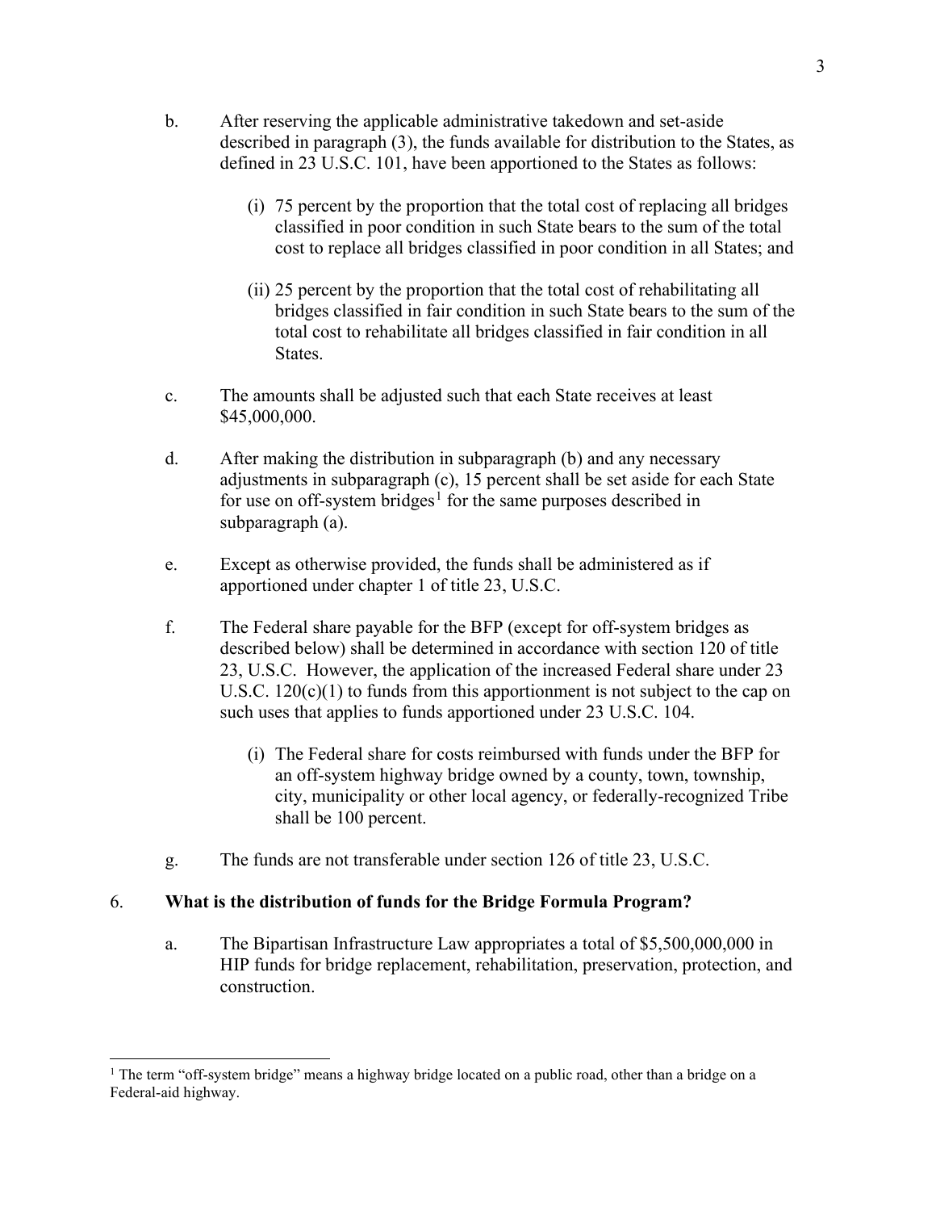b. After reserving the applicable administrative takedown and set-aside described in paragraph (3), the funds available for distribution to the States, as defined in 23 U.S.C. 101, have been apportioned to the States as follows:

   (i) 75 percent by the proportion that the total cost of replacing all bridges classified in poor condition in such State bears to the sum of the total cost to replace all bridges classified in poor condition in all States; and

   (ii) 25 percent by the proportion that the total cost of rehabilitating all bridges classified in fair condition in such State bears to the sum of the total cost to rehabilitate all bridges classified in fair condition in all States.

c. The amounts shall be adjusted such that each State receives at least $45,000,000.

d. After making the distribution in subparagraph (b) and any necessary adjustments in subparagraph (c), 15 percent shall be set aside for each State for use on off-system bridges[1] for the same purposes described in subparagraph (a).

e. Except as otherwise provided, the funds shall be administered as if apportioned under chapter 1 of title 23, U.S.C.

f. The Federal share payable for the BFP (except for off-system bridges as described below) shall be determined in accordance with section 120 of title 23, U.S.C. However, the application of the increased Federal share under 23 U.S.C. 120(c)(1) to funds from this apportionment is not subject to the cap on such uses that applies to funds apportioned under 23 U.S.C. 104.

   (i) The Federal share for costs reimbursed with funds under the BFP for an off-system highway bridge owned by a county, town, township, city, municipality or other local agency, or federally-recognized Tribe shall be 100 percent.

g. The funds are not transferable under section 126 of title 23, U.S.C.

6. **What is the distribution of funds for the Bridge Formula Program?**

   a. The Bipartisan Infrastructure Law appropriates a total of $5,500,000,000 in HIP funds for bridge replacement, rehabilitation, preservation, protection, and construction.

---

[1] The term "off-system bridge" means a highway bridge located on a public road, other than a bridge on a Federal-aid highway.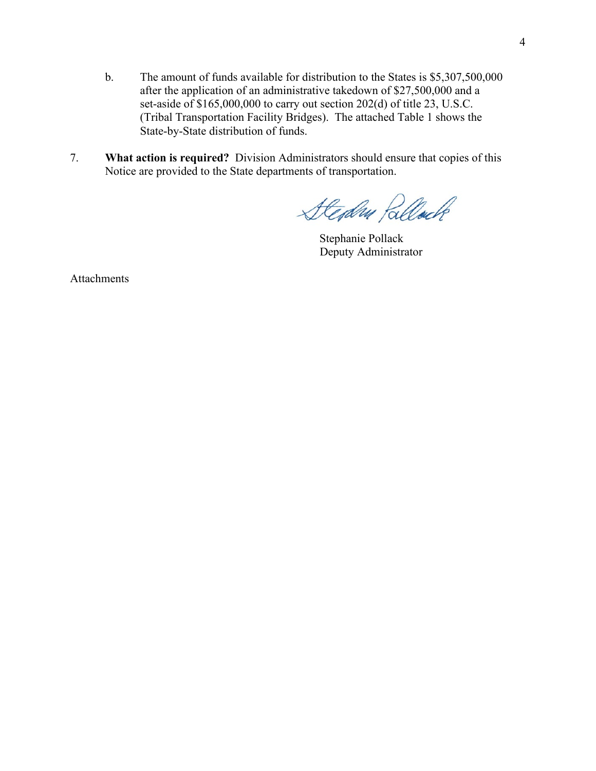b. The amount of funds available for distribution to the States is $5,307,500,000 after the application of an administrative takedown of $27,500,000 and a set-aside of $165,000,000 to carry out section 202(d) of title 23, U.S.C. (Tribal Transportation Facility Bridges). The attached Table 1 shows the State-by-State distribution of funds.

7. **What action is required?** Division Administrators should ensure that copies of this Notice are provided to the State departments of transportation.

Stephanie Pollack
Deputy Administrator

Attachments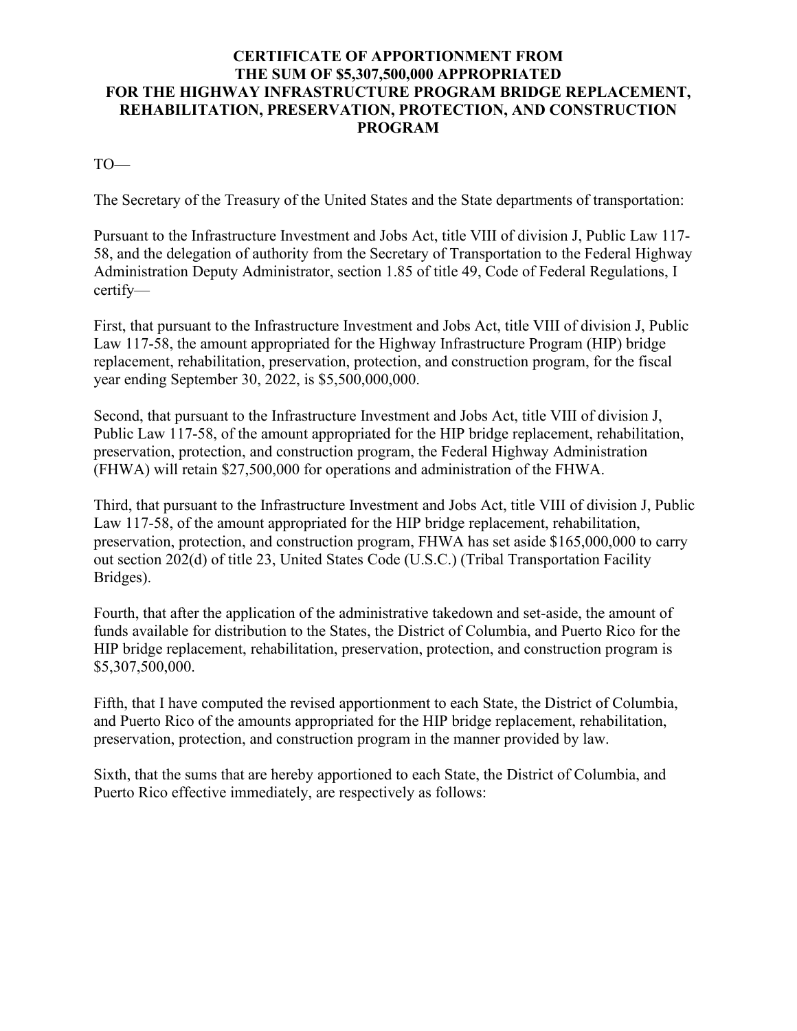# CERTIFICATE OF APPORTIONMENT FROM THE SUM OF $5,307,500,000 APPROPRIATED FOR THE HIGHWAY INFRASTRUCTURE PROGRAM BRIDGE REPLACEMENT, REHABILITATION, PRESERVATION, PROTECTION, AND CONSTRUCTION PROGRAM

TO—

The Secretary of the Treasury of the United States and the State departments of transportation:

Pursuant to the Infrastructure Investment and Jobs Act, title VIII of division J, Public Law 117-58, and the delegation of authority from the Secretary of Transportation to the Federal Highway Administration Deputy Administrator, section 1.85 of title 49, Code of Federal Regulations, I certify—

First, that pursuant to the Infrastructure Investment and Jobs Act, title VIII of division J, Public Law 117-58, the amount appropriated for the Highway Infrastructure Program (HIP) bridge replacement, rehabilitation, preservation, protection, and construction program, for the fiscal year ending September 30, 2022, is $5,500,000,000.

Second, that pursuant to the Infrastructure Investment and Jobs Act, title VIII of division J, Public Law 117-58, of the amount appropriated for the HIP bridge replacement, rehabilitation, preservation, protection, and construction program, the Federal Highway Administration (FHWA) will retain $27,500,000 for operations and administration of the FHWA.

Third, that pursuant to the Infrastructure Investment and Jobs Act, title VIII of division J, Public Law 117-58, of the amount appropriated for the HIP bridge replacement, rehabilitation, preservation, protection, and construction program, FHWA has set aside $165,000,000 to carry out section 202(d) of title 23, United States Code (U.S.C.) (Tribal Transportation Facility Bridges).

Fourth, that after the application of the administrative takedown and set-aside, the amount of funds available for distribution to the States, the District of Columbia, and Puerto Rico for the HIP bridge replacement, rehabilitation, preservation, protection, and construction program is $5,307,500,000.

Fifth, that I have computed the revised apportionment to each State, the District of Columbia, and Puerto Rico of the amounts appropriated for the HIP bridge replacement, rehabilitation, preservation, protection, and construction program in the manner provided by law.

Sixth, that the sums that are hereby apportioned to each State, the District of Columbia, and Puerto Rico effective immediately, are respectively as follows: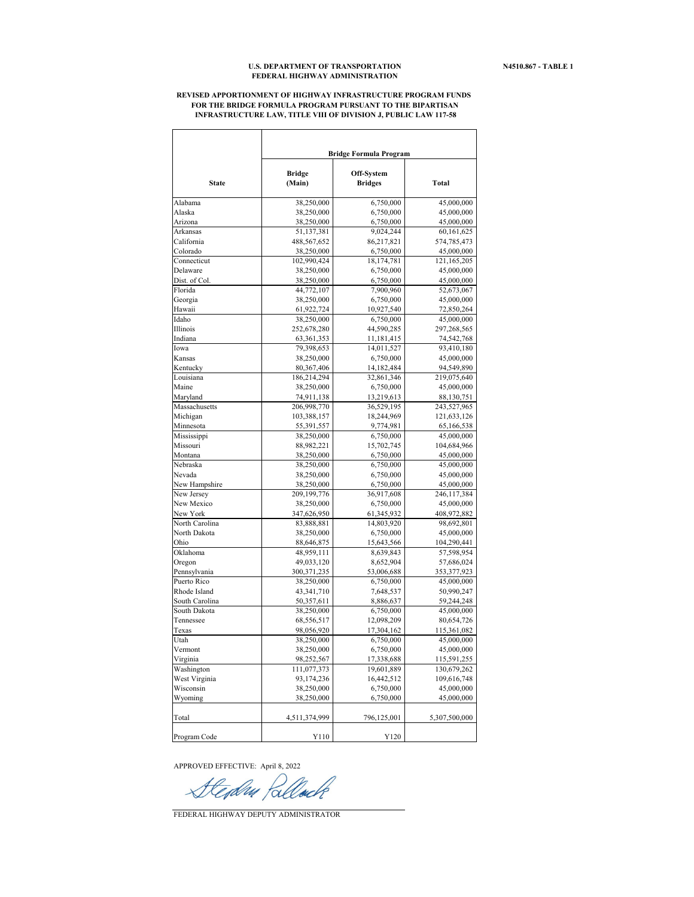U.S. DEPARTMENT OF TRANSPORTATION
FEDERAL HIGHWAY ADMINISTRATION

N4510.867 - TABLE 1

**REVISED APPORTIONMENT OF HIGHWAY INFRASTRUCTURE PROGRAM FUNDS FOR THE BRIDGE FORMULA PROGRAM PURSUANT TO THE BIPARTISAN INFRASTRUCTURE LAW, TITLE VIII OF DIVISION J, PUBLIC LAW 117-58**

| | Bridge Formula Program | | |
|---|---|---|---|
| **State** | **Bridge (Main)** | **Off-System Bridges** | **Total** |
| Alabama | 38,250,000 | 6,750,000 | 45,000,000 |
| Alaska | 38,250,000 | 6,750,000 | 45,000,000 |
| Arizona | 38,250,000 | 6,750,000 | 45,000,000 |
| Arkansas | 51,137,381 | 9,024,244 | 60,161,625 |
| California | 488,567,652 | 86,217,821 | 574,785,473 |
| Colorado | 38,250,000 | 6,750,000 | 45,000,000 |
| Connecticut | 102,990,424 | 18,174,781 | 121,165,205 |
| Delaware | 38,250,000 | 6,750,000 | 45,000,000 |
| Dist. of Col. | 38,250,000 | 6,750,000 | 45,000,000 |
| Florida | 44,772,107 | 7,900,960 | 52,673,067 |
| Georgia | 38,250,000 | 6,750,000 | 45,000,000 |
| Hawaii | 61,922,724 | 10,927,540 | 72,850,264 |
| Idaho | 38,250,000 | 6,750,000 | 45,000,000 |
| Illinois | 252,678,280 | 44,590,285 | 297,268,565 |
| Indiana | 63,361,353 | 11,181,415 | 74,542,768 |
| Iowa | 79,398,653 | 14,011,527 | 93,410,180 |
| Kansas | 38,250,000 | 6,750,000 | 45,000,000 |
| Kentucky | 80,367,406 | 14,182,484 | 94,549,890 |
| Louisiana | 186,214,294 | 32,861,346 | 219,075,640 |
| Maine | 38,250,000 | 6,750,000 | 45,000,000 |
| Maryland | 74,911,138 | 13,219,613 | 88,130,751 |
| Massachusetts | 206,998,770 | 36,529,195 | 243,527,965 |
| Michigan | 103,388,157 | 18,244,969 | 121,633,126 |
| Minnesota | 55,391,557 | 9,774,981 | 65,166,538 |
| Mississippi | 38,250,000 | 6,750,000 | 45,000,000 |
| Missouri | 88,982,221 | 15,702,745 | 104,684,966 |
| Montana | 38,250,000 | 6,750,000 | 45,000,000 |
| Nebraska | 38,250,000 | 6,750,000 | 45,000,000 |
| Nevada | 38,250,000 | 6,750,000 | 45,000,000 |
| New Hampshire | 38,250,000 | 6,750,000 | 45,000,000 |
| New Jersey | 209,199,776 | 36,917,608 | 246,117,384 |
| New Mexico | 38,250,000 | 6,750,000 | 45,000,000 |
| New York | 347,626,950 | 61,345,932 | 408,972,882 |
| North Carolina | 83,888,881 | 14,803,920 | 98,692,801 |
| North Dakota | 38,250,000 | 6,750,000 | 45,000,000 |
| Ohio | 88,646,875 | 15,643,566 | 104,290,441 |
| Oklahoma | 48,959,111 | 8,639,843 | 57,598,954 |
| Oregon | 49,033,120 | 8,652,904 | 57,686,024 |
| Pennsylvania | 300,371,235 | 53,006,688 | 353,377,923 |
| Puerto Rico | 38,250,000 | 6,750,000 | 45,000,000 |
| Rhode Island | 43,341,710 | 7,648,537 | 50,990,247 |
| South Carolina | 50,357,611 | 8,886,637 | 59,244,248 |
| South Dakota | 38,250,000 | 6,750,000 | 45,000,000 |
| Tennessee | 68,556,517 | 12,098,209 | 80,654,726 |
| Texas | 98,056,920 | 17,304,162 | 115,361,082 |
| Utah | 38,250,000 | 6,750,000 | 45,000,000 |
| Vermont | 38,250,000 | 6,750,000 | 45,000,000 |
| Virginia | 98,252,567 | 17,338,688 | 115,591,255 |
| Washington | 111,077,373 | 19,601,889 | 130,679,262 |
| West Virginia | 93,174,236 | 16,442,512 | 109,616,748 |
| Wisconsin | 38,250,000 | 6,750,000 | 45,000,000 |
| Wyoming | 38,250,000 | 6,750,000 | 45,000,000 |
| Total | 4,511,374,999 | 796,125,001 | 5,307,500,000 |
| Program Code | Y110 | Y120 | |

APPROVED EFFECTIVE: April 8, 2022

Stephen Pollack

FEDERAL HIGHWAY DEPUTY ADMINISTRATOR